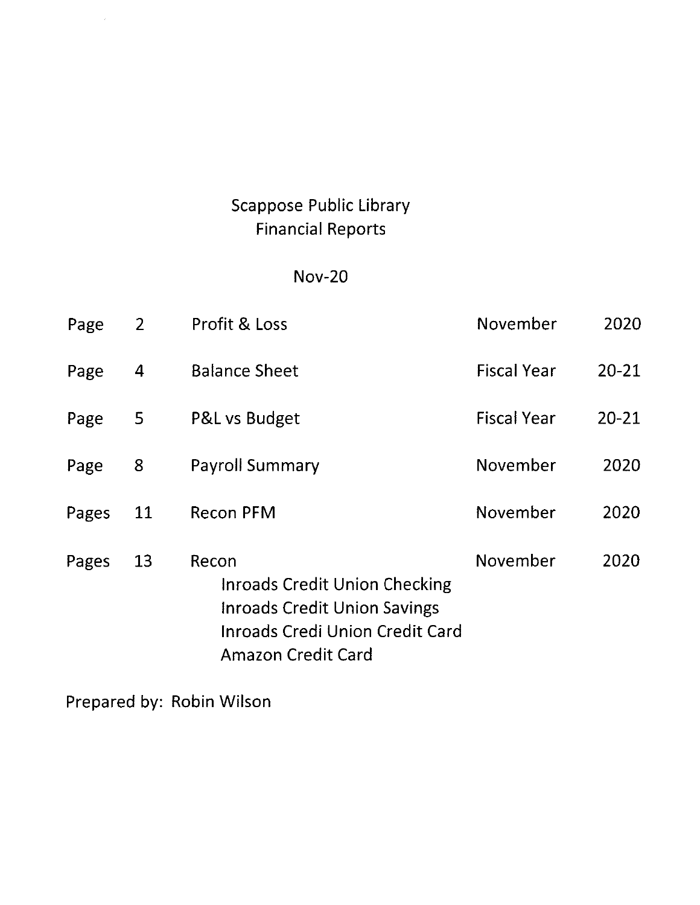# Scappose Public Library
## Financial Reports

Nov-20

| | | | | |
|---|---|---|---|---|
| Page | 2 | Profit & Loss | November | 2020 |
| Page | 4 | Balance Sheet | Fiscal Year | 20-21 |
| Page | 5 | P&L vs Budget | Fiscal Year | 20-21 |
| Page | 8 | Payroll Summary | November | 2020 |
| Pages | 11 | Recon PFM | November | 2020 |
| Pages | 13 | Recon<br>Inroads Credit Union Checking<br>Inroads Credit Union Savings<br>Inroads Credi Union Credit Card<br>Amazon Credit Card | November | 2020 |

Prepared by: Robin Wilson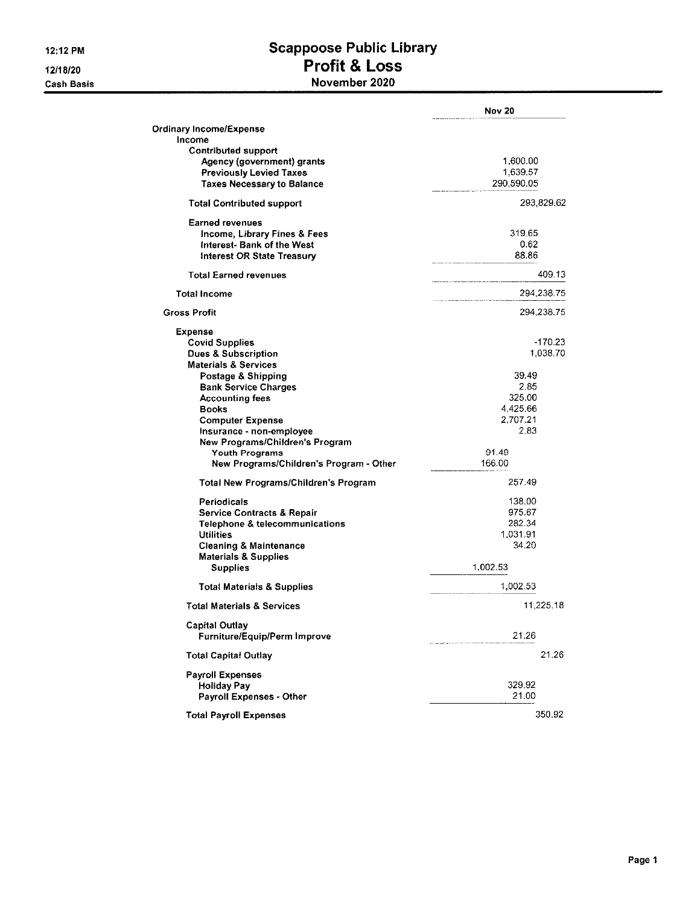12:12 PM
12/18/20
Cash Basis

# Scappoose Public Library
## Profit & Loss
### November 2020

| | Nov 20 |
|---|---|
| **Ordinary Income/Expense** | |
| **Income** | |
| **Contributed support** | |
| Agency (government) grants | 1,600.00 |
| Previously Levied Taxes | 1,639.57 |
| Taxes Necessary to Balance | 290,590.05 |
| **Total Contributed support** | 293,829.62 |
| **Earned revenues** | |
| Income, Library Fines & Fees | 319.65 |
| Interest- Bank of the West | 0.62 |
| Interest OR State Treasury | 88.86 |
| **Total Earned revenues** | 409.13 |
| **Total Income** | 294,238.75 |
| **Gross Profit** | 294,238.75 |
| **Expense** | |
| Covid Supplies | -170.23 |
| Dues & Subscription | 1,038.70 |
| **Materials & Services** | |
| Postage & Shipping | 39.49 |
| Bank Service Charges | 2.85 |
| Accounting fees | 325.00 |
| Books | 4,425.66 |
| Computer Expense | 2,707.21 |
| Insurance - non-employee | 2.83 |
| **New Programs/Children's Program** | |
| Youth Programs | 91.49 |
| New Programs/Children's Program - Other | 166.00 |
| **Total New Programs/Children's Program** | 257.49 |
| Periodicals | 138.00 |
| Service Contracts & Repair | 975.67 |
| Telephone & telecommunications | 282.34 |
| Utilities | 1,031.91 |
| Cleaning & Maintenance | 34.20 |
| **Materials & Supplies** | |
| Supplies | 1,002.53 |
| **Total Materials & Supplies** | 1,002.53 |
| **Total Materials & Services** | 11,225.18 |
| **Capital Outlay** | |
| Furniture/Equip/Perm Improve | 21.26 |
| **Total Capital Outlay** | 21.26 |
| **Payroll Expenses** | |
| Holiday Pay | 329.92 |
| Payroll Expenses - Other | 21.00 |
| **Total Payroll Expenses** | 350.92 |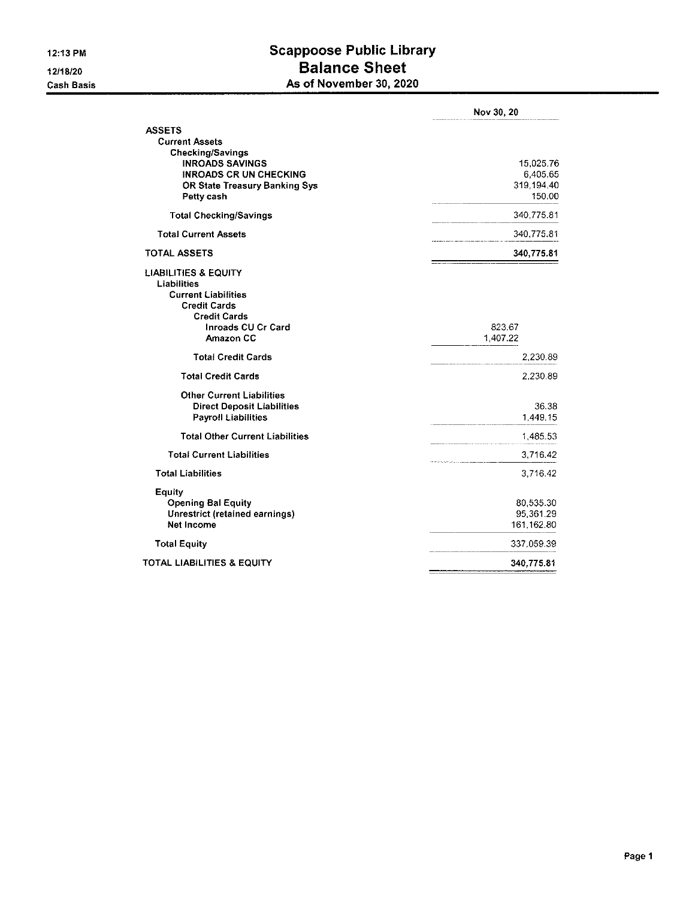12:13 PM

12/18/20

Cash Basis

# Scappoose Public Library
## Balance Sheet
### As of November 30, 2020

| | | Nov 30, 20 |
|---|---|---|
| **ASSETS** | | |
| **Current Assets** | | |
| **Checking/Savings** | | |
| **INROADS SAVINGS** | | 15,025.76 |
| **INROADS CR UN CHECKING** | | 6,405.65 |
| **OR State Treasury Banking Sys** | | 319,194.40 |
| **Petty cash** | | 150.00 |
| **Total Checking/Savings** | | 340,775.81 |
| **Total Current Assets** | | 340,775.81 |
| **TOTAL ASSETS** | | **340,775.81** |
| **LIABILITIES & EQUITY** | | |
| **Liabilities** | | |
| **Current Liabilities** | | |
| **Credit Cards** | | |
| **Credit Cards** | | |
| **Inroads CU Cr Card** | 823.67 | |
| **Amazon CC** | 1,407.22 | |
| **Total Credit Cards** | | 2,230.89 |
| **Total Credit Cards** | | 2,230.89 |
| **Other Current Liabilities** | | |
| **Direct Deposit Liabilities** | | 36.38 |
| **Payroll Liabilities** | | 1,449.15 |
| **Total Other Current Liabilities** | | 1,485.53 |
| **Total Current Liabilities** | | 3,716.42 |
| **Total Liabilities** | | 3,716.42 |
| **Equity** | | |
| **Opening Bal Equity** | | 80,535.30 |
| **Unrestrict (retained earnings)** | | 95,361.29 |
| **Net Income** | | 161,162.80 |
| **Total Equity** | | 337,059.39 |
| **TOTAL LIABILITIES & EQUITY** | | **340,775.81** |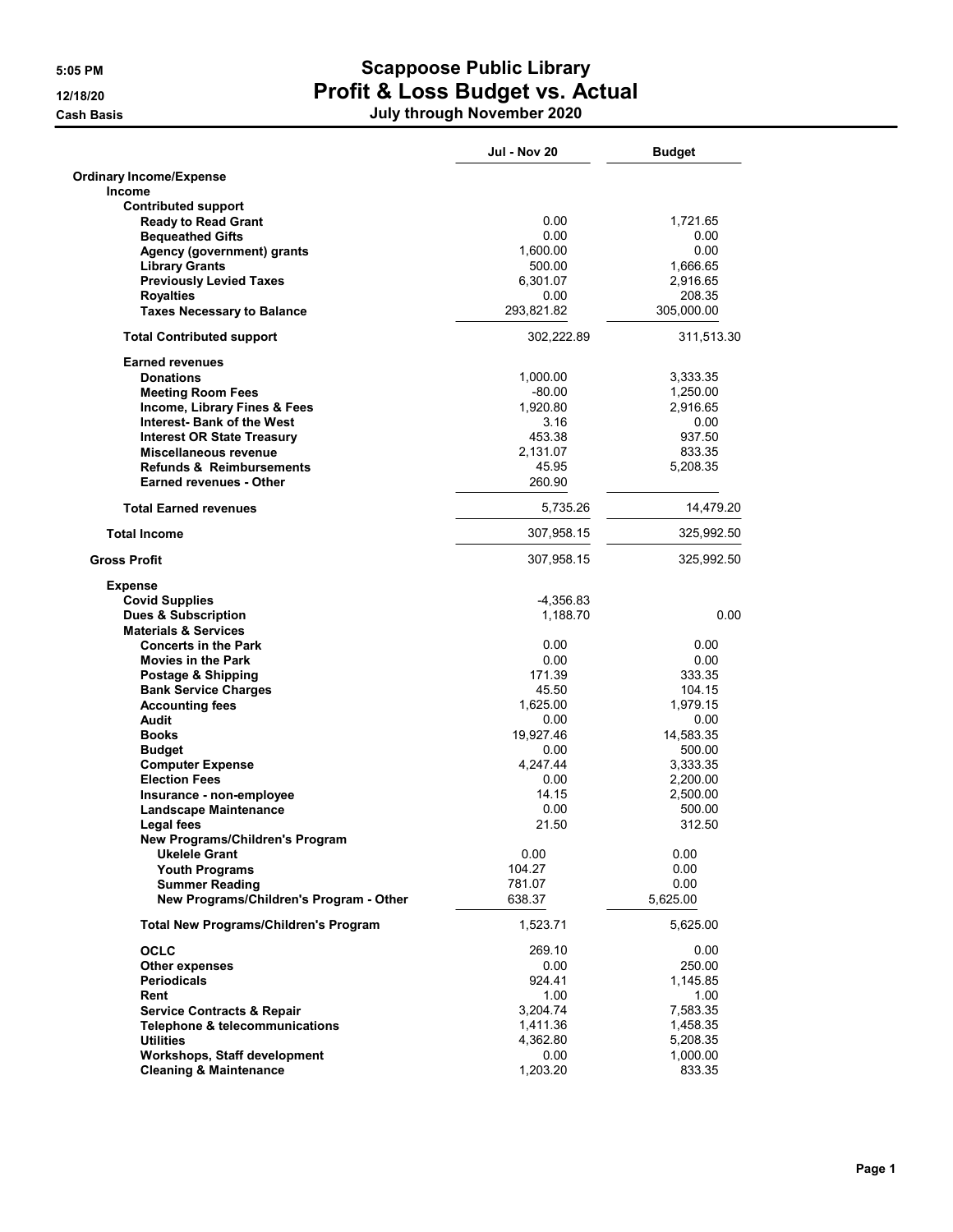# Scappoose Public Library

## Profit & Loss Budget vs. Actual

**July through November 2020**

5:05 PM
12/18/20
Cash Basis

| | Jul - Nov 20 | Budget |
|---|---|---|
| **Ordinary Income/Expense** | | |
| **Income** | | |
| **Contributed support** | | |
| **Ready to Read Grant** | 0.00 | 1,721.65 |
| **Bequeathed Gifts** | 0.00 | 0.00 |
| **Agency (government) grants** | 1,600.00 | 0.00 |
| **Library Grants** | 500.00 | 1,666.65 |
| **Previously Levied Taxes** | 6,301.07 | 2,916.65 |
| **Royalties** | 0.00 | 208.35 |
| **Taxes Necessary to Balance** | 293,821.82 | 305,000.00 |
| **Total Contributed support** | 302,222.89 | 311,513.30 |
| **Earned revenues** | | |
| **Donations** | 1,000.00 | 3,333.35 |
| **Meeting Room Fees** | -80.00 | 1,250.00 |
| **Income, Library Fines & Fees** | 1,920.80 | 2,916.65 |
| **Interest- Bank of the West** | 3.16 | 0.00 |
| **Interest OR State Treasury** | 453.38 | 937.50 |
| **Miscellaneous revenue** | 2,131.07 | 833.35 |
| **Refunds & Reimbursements** | 45.95 | 5,208.35 |
| **Earned revenues - Other** | 260.90 | |
| **Total Earned revenues** | 5,735.26 | 14,479.20 |
| **Total Income** | 307,958.15 | 325,992.50 |
| **Gross Profit** | 307,958.15 | 325,992.50 |
| **Expense** | | |
| **Covid Supplies** | -4,356.83 | |
| **Dues & Subscription** | 1,188.70 | 0.00 |
| **Materials & Services** | | |
| **Concerts in the Park** | 0.00 | 0.00 |
| **Movies in the Park** | 0.00 | 0.00 |
| **Postage & Shipping** | 171.39 | 333.35 |
| **Bank Service Charges** | 45.50 | 104.15 |
| **Accounting fees** | 1,625.00 | 1,979.15 |
| **Audit** | 0.00 | 0.00 |
| **Books** | 19,927.46 | 14,583.35 |
| **Budget** | 0.00 | 500.00 |
| **Computer Expense** | 4,247.44 | 3,333.35 |
| **Election Fees** | 0.00 | 2,200.00 |
| **Insurance - non-employee** | 14.15 | 2,500.00 |
| **Landscape Maintenance** | 0.00 | 500.00 |
| **Legal fees** | 21.50 | 312.50 |
| **New Programs/Children's Program** | | |
| **Ukelele Grant** | 0.00 | 0.00 |
| **Youth Programs** | 104.27 | 0.00 |
| **Summer Reading** | 781.07 | 0.00 |
| **New Programs/Children's Program - Other** | 638.37 | 5,625.00 |
| **Total New Programs/Children's Program** | 1,523.71 | 5,625.00 |
| **OCLC** | 269.10 | 0.00 |
| **Other expenses** | 0.00 | 250.00 |
| **Periodicals** | 924.41 | 1,145.85 |
| **Rent** | 1.00 | 1.00 |
| **Service Contracts & Repair** | 3,204.74 | 7,583.35 |
| **Telephone & telecommunications** | 1,411.36 | 1,458.35 |
| **Utilities** | 4,362.80 | 5,208.35 |
| **Workshops, Staff development** | 0.00 | 1,000.00 |
| **Cleaning & Maintenance** | 1,203.20 | 833.35 |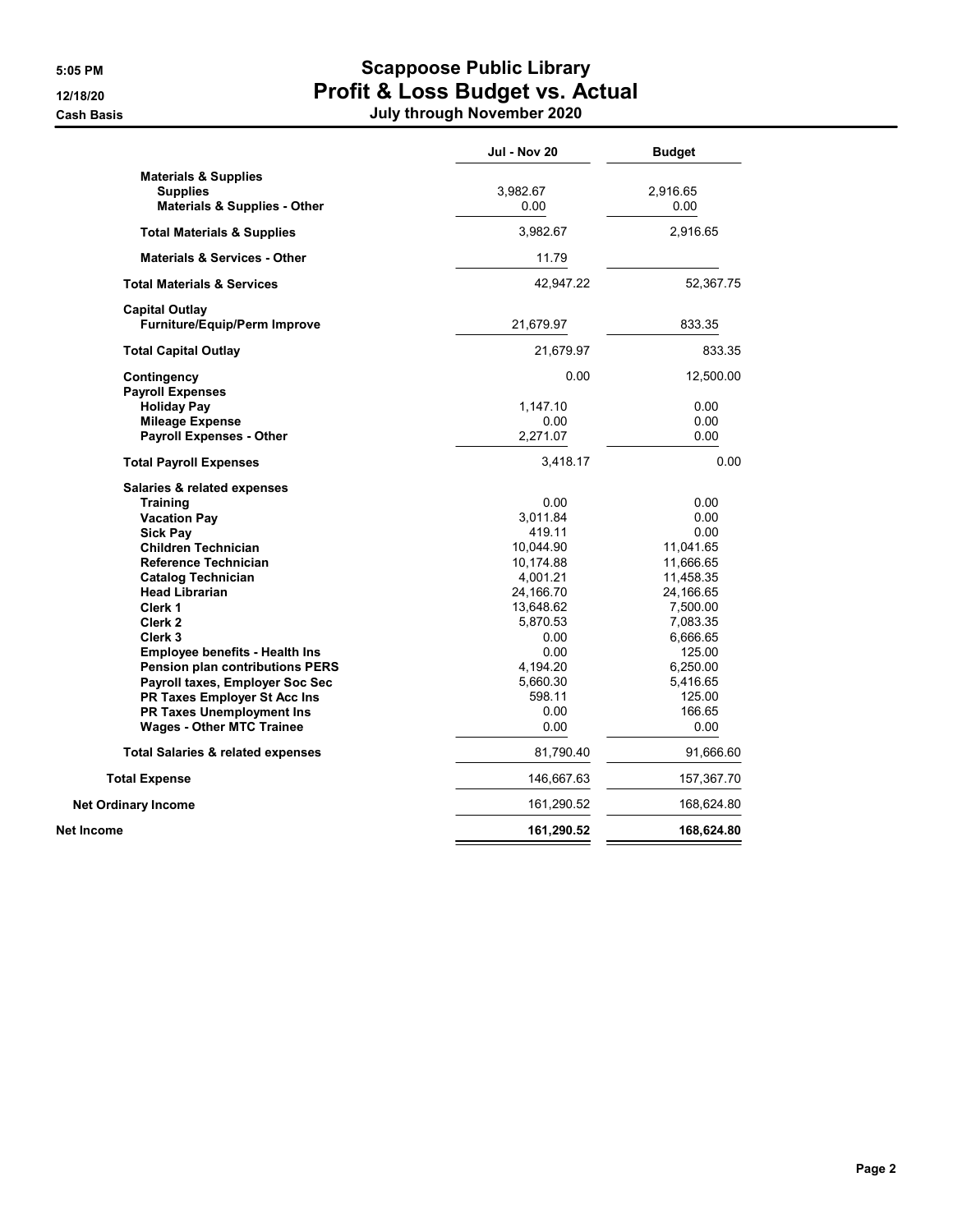# Scappoose Public Library
## Profit & Loss Budget vs. Actual
### July through November 2020

Cash Basis

| | Jul - Nov 20 | Budget |
|---|---|---|
| **Materials & Supplies** | | |
| **Supplies** | 3,982.67 | 2,916.65 |
| **Materials & Supplies - Other** | 0.00 | 0.00 |
| **Total Materials & Supplies** | 3,982.67 | 2,916.65 |
| **Materials & Services - Other** | 11.79 | |
| **Total Materials & Services** | 42,947.22 | 52,367.75 |
| **Capital Outlay** | | |
| **Furniture/Equip/Perm Improve** | 21,679.97 | 833.35 |
| **Total Capital Outlay** | 21,679.97 | 833.35 |
| **Contingency** | 0.00 | 12,500.00 |
| **Payroll Expenses** | | |
| **Holiday Pay** | 1,147.10 | 0.00 |
| **Mileage Expense** | 0.00 | 0.00 |
| **Payroll Expenses - Other** | 2,271.07 | 0.00 |
| **Total Payroll Expenses** | 3,418.17 | 0.00 |
| **Salaries & related expenses** | | |
| **Training** | 0.00 | 0.00 |
| **Vacation Pay** | 3,011.84 | 0.00 |
| **Sick Pay** | 419.11 | 0.00 |
| **Children Technician** | 10,044.90 | 11,041.65 |
| **Reference Technician** | 10,174.88 | 11,666.65 |
| **Catalog Technician** | 4,001.21 | 11,458.35 |
| **Head Librarian** | 24,166.70 | 24,166.65 |
| **Clerk 1** | 13,648.62 | 7,500.00 |
| **Clerk 2** | 5,870.53 | 7,083.35 |
| **Clerk 3** | 0.00 | 6,666.65 |
| **Employee benefits - Health Ins** | 0.00 | 125.00 |
| **Pension plan contributions PERS** | 4,194.20 | 6,250.00 |
| **Payroll taxes, Employer Soc Sec** | 5,660.30 | 5,416.65 |
| **PR Taxes Employer St Acc Ins** | 598.11 | 125.00 |
| **PR Taxes Unemployment Ins** | 0.00 | 166.65 |
| **Wages - Other MTC Trainee** | 0.00 | 0.00 |
| **Total Salaries & related expenses** | 81,790.40 | 91,666.60 |
| **Total Expense** | 146,667.63 | 157,367.70 |
| **Net Ordinary Income** | 161,290.52 | 168,624.80 |
| **Net Income** | **161,290.52** | **168,624.80** |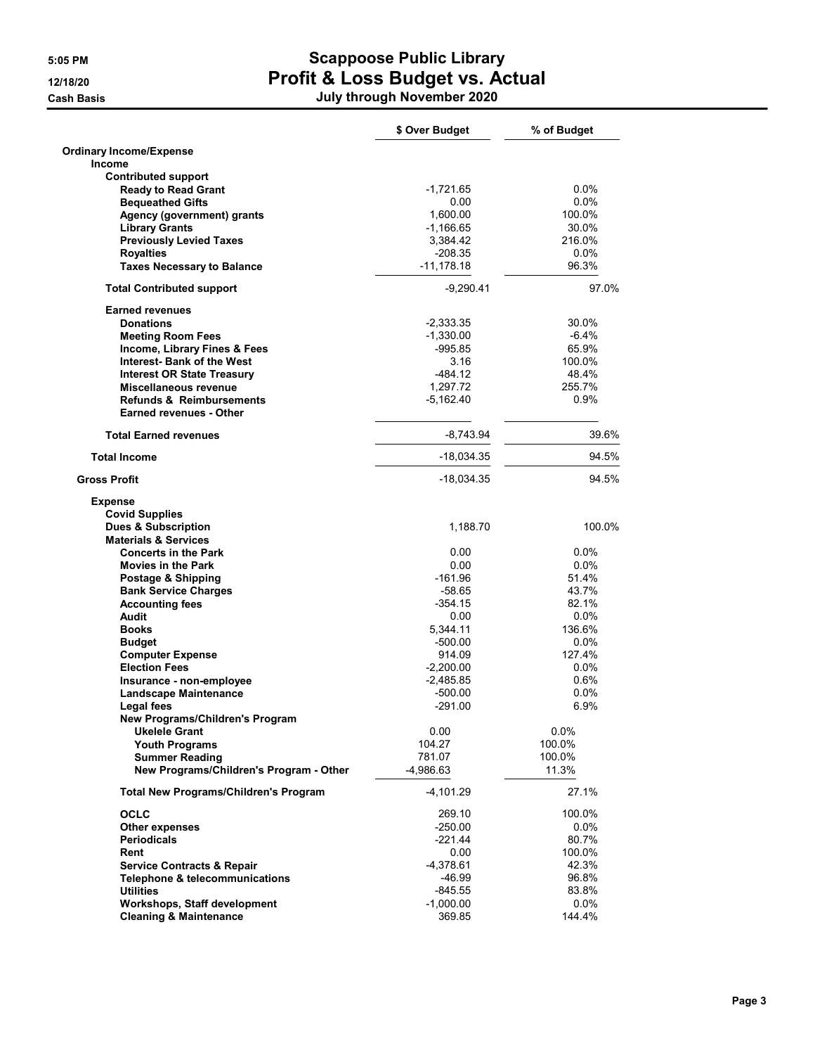# Scappoose Public Library

## Profit & Loss Budget vs. Actual

### July through November 2020

5:05 PM
12/18/20
Cash Basis

| | $ Over Budget | % of Budget |
|---|---|---|
| **Ordinary Income/Expense** | | |
| **Income** | | |
| **Contributed support** | | |
| **Ready to Read Grant** | -1,721.65 | 0.0% |
| **Bequeathed Gifts** | 0.00 | 0.0% |
| **Agency (government) grants** | 1,600.00 | 100.0% |
| **Library Grants** | -1,166.65 | 30.0% |
| **Previously Levied Taxes** | 3,384.42 | 216.0% |
| **Royalties** | -208.35 | 0.0% |
| **Taxes Necessary to Balance** | -11,178.18 | 96.3% |
| **Total Contributed support** | -9,290.41 | 97.0% |
| **Earned revenues** | | |
| **Donations** | -2,333.35 | 30.0% |
| **Meeting Room Fees** | -1,330.00 | -6.4% |
| **Income, Library Fines & Fees** | -995.85 | 65.9% |
| **Interest- Bank of the West** | 3.16 | 100.0% |
| **Interest OR State Treasury** | -484.12 | 48.4% |
| **Miscellaneous revenue** | 1,297.72 | 255.7% |
| **Refunds & Reimbursements** | -5,162.40 | 0.9% |
| **Earned revenues - Other** | | |
| **Total Earned revenues** | -8,743.94 | 39.6% |
| **Total Income** | -18,034.35 | 94.5% |
| **Gross Profit** | -18,034.35 | 94.5% |
| **Expense** | | |
| **Covid Supplies** | | |
| **Dues & Subscription** | 1,188.70 | 100.0% |
| **Materials & Services** | | |
| **Concerts in the Park** | 0.00 | 0.0% |
| **Movies in the Park** | 0.00 | 0.0% |
| **Postage & Shipping** | -161.96 | 51.4% |
| **Bank Service Charges** | -58.65 | 43.7% |
| **Accounting fees** | -354.15 | 82.1% |
| **Audit** | 0.00 | 0.0% |
| **Books** | 5,344.11 | 136.6% |
| **Budget** | -500.00 | 0.0% |
| **Computer Expense** | 914.09 | 127.4% |
| **Election Fees** | -2,200.00 | 0.0% |
| **Insurance - non-employee** | -2,485.85 | 0.6% |
| **Landscape Maintenance** | -500.00 | 0.0% |
| **Legal fees** | -291.00 | 6.9% |
| **New Programs/Children's Program** | | |
| **Ukelele Grant** | 0.00 | 0.0% |
| **Youth Programs** | 104.27 | 100.0% |
| **Summer Reading** | 781.07 | 100.0% |
| **New Programs/Children's Program - Other** | -4,986.63 | 11.3% |
| **Total New Programs/Children's Program** | -4,101.29 | 27.1% |
| **OCLC** | 269.10 | 100.0% |
| **Other expenses** | -250.00 | 0.0% |
| **Periodicals** | -221.44 | 80.7% |
| **Rent** | 0.00 | 100.0% |
| **Service Contracts & Repair** | -4,378.61 | 42.3% |
| **Telephone & telecommunications** | -46.99 | 96.8% |
| **Utilities** | -845.55 | 83.8% |
| **Workshops, Staff development** | -1,000.00 | 0.0% |
| **Cleaning & Maintenance** | 369.85 | 144.4% |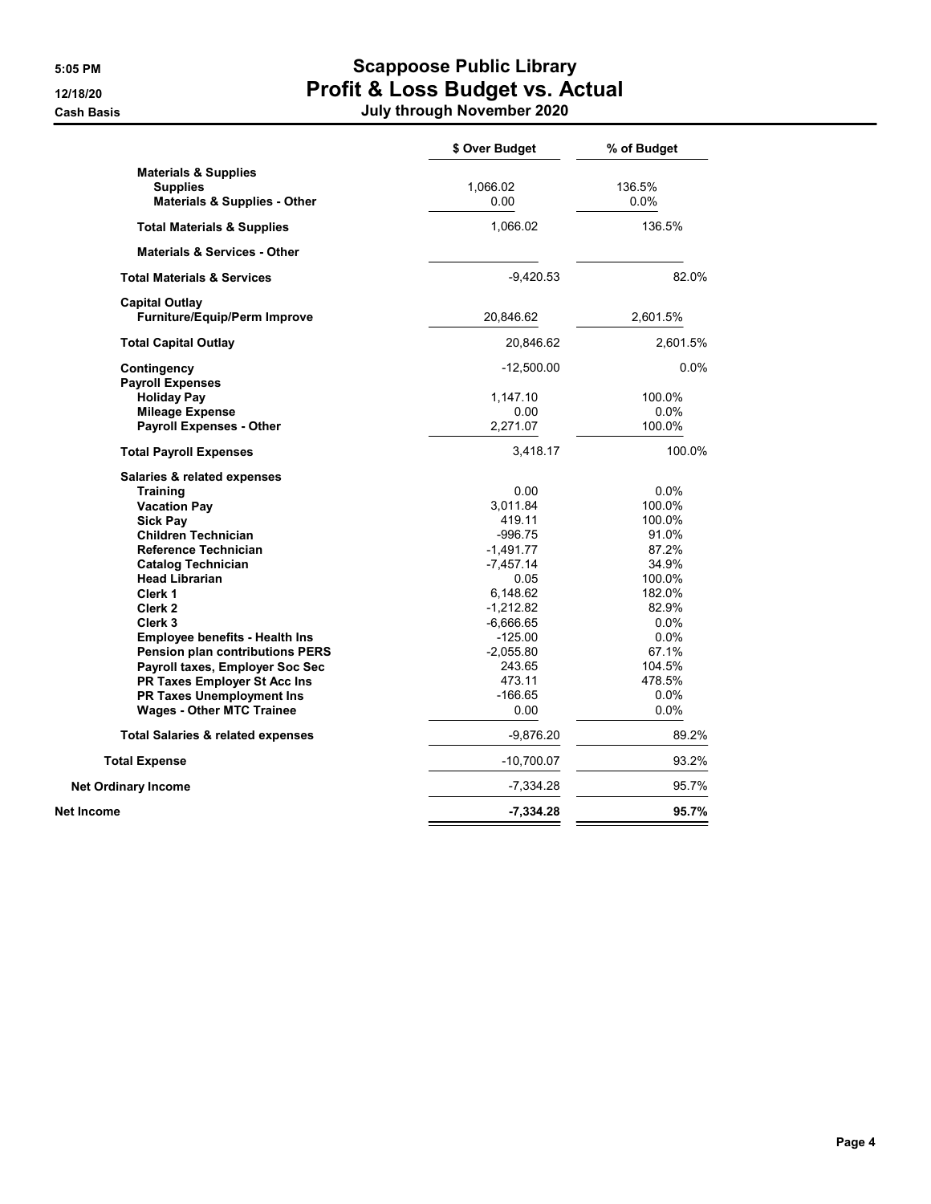# Scappoose Public Library

## Profit & Loss Budget vs. Actual

### July through November 2020

Cash Basis

| | $ Over Budget | % of Budget |
|---|---|---|
| **Materials & Supplies** | | |
| **Supplies** | 1,066.02 | 136.5% |
| **Materials & Supplies - Other** | 0.00 | 0.0% |
| **Total Materials & Supplies** | 1,066.02 | 136.5% |
| **Materials & Services - Other** | | |
| **Total Materials & Services** | -9,420.53 | 82.0% |
| **Capital Outlay** | | |
| **Furniture/Equip/Perm Improve** | 20,846.62 | 2,601.5% |
| **Total Capital Outlay** | 20,846.62 | 2,601.5% |
| **Contingency** | -12,500.00 | 0.0% |
| **Payroll Expenses** | | |
| **Holiday Pay** | 1,147.10 | 100.0% |
| **Mileage Expense** | 0.00 | 0.0% |
| **Payroll Expenses - Other** | 2,271.07 | 100.0% |
| **Total Payroll Expenses** | 3,418.17 | 100.0% |
| **Salaries & related expenses** | | |
| **Training** | 0.00 | 0.0% |
| **Vacation Pay** | 3,011.84 | 100.0% |
| **Sick Pay** | 419.11 | 100.0% |
| **Children Technician** | -996.75 | 91.0% |
| **Reference Technician** | -1,491.77 | 87.2% |
| **Catalog Technician** | -7,457.14 | 34.9% |
| **Head Librarian** | 0.05 | 100.0% |
| **Clerk 1** | 6,148.62 | 182.0% |
| **Clerk 2** | -1,212.82 | 82.9% |
| **Clerk 3** | -6,666.65 | 0.0% |
| **Employee benefits - Health Ins** | -125.00 | 0.0% |
| **Pension plan contributions PERS** | -2,055.80 | 67.1% |
| **Payroll taxes, Employer Soc Sec** | 243.65 | 104.5% |
| **PR Taxes Employer St Acc Ins** | 473.11 | 478.5% |
| **PR Taxes Unemployment Ins** | -166.65 | 0.0% |
| **Wages - Other MTC Trainee** | 0.00 | 0.0% |
| **Total Salaries & related expenses** | -9,876.20 | 89.2% |
| **Total Expense** | -10,700.07 | 93.2% |
| **Net Ordinary Income** | -7,334.28 | 95.7% |
| **Net Income** | **-7,334.28** | **95.7%** |